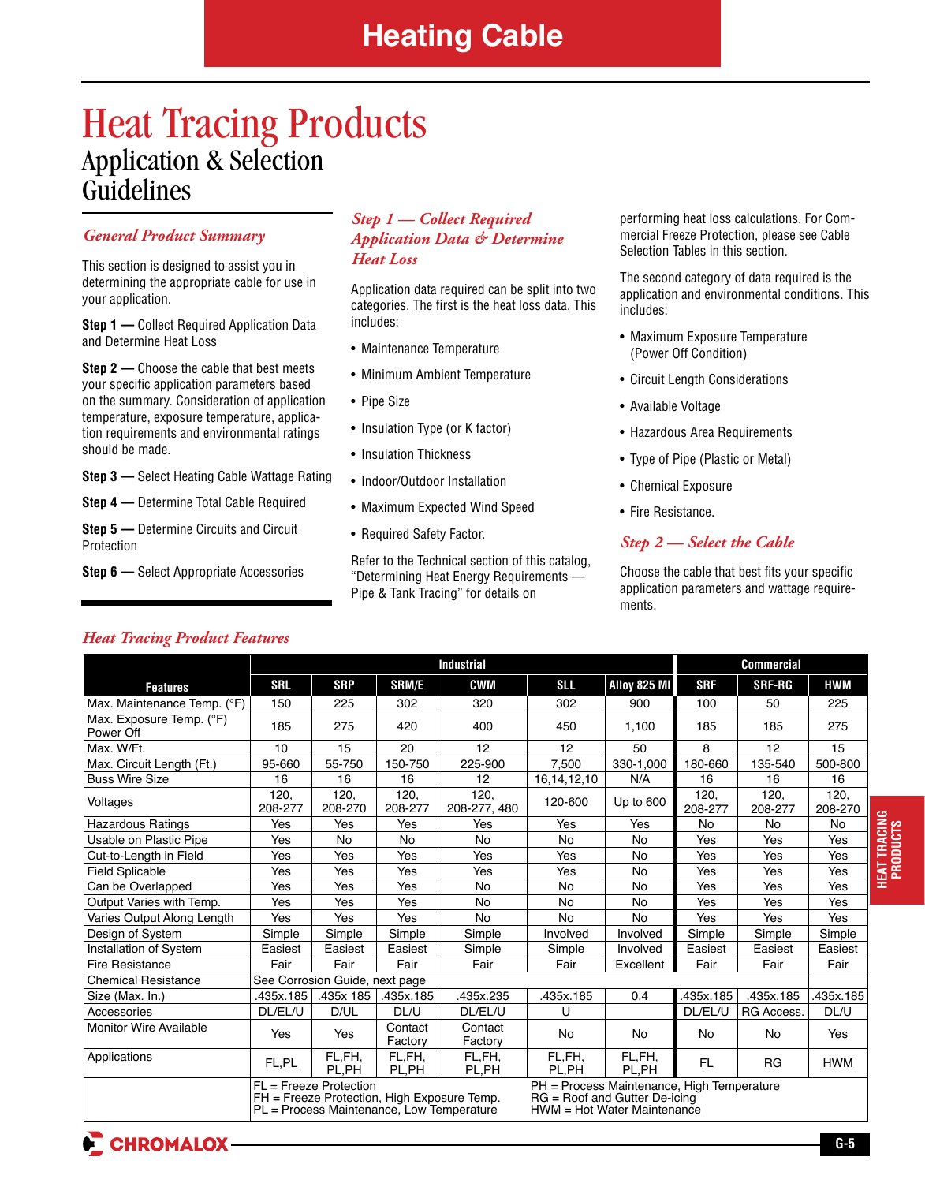# Heating Cable

# Heat Tracing Products

## Application & Selection Guidelines

### *General Product Summary*

This section is designed to assist you in determining the appropriate cable for use in your application.

**Step 1 —** Collect Required Application Data and Determine Heat Loss

**Step 2 —** Choose the cable that best meets your specific application parameters based on the summary. Consideration of application temperature, exposure temperature, application requirements and environmental ratings should be made.

**Step 3 —** Select Heating Cable Wattage Rating

**Step 4 —** Determine Total Cable Required

**Step 5 —** Determine Circuits and Circuit Protection

**Step 6 —** Select Appropriate Accessories

### *Step 1 — Collect Required Application Data & Determine Heat Loss*

Application data required can be split into two categories. The first is the heat loss data. This includes:

- Maintenance Temperature
- Minimum Ambient Temperature
- Pipe Size
- Insulation Type (or K factor)
- Insulation Thickness
- Indoor/Outdoor Installation
- Maximum Expected Wind Speed
- Required Safety Factor.

Refer to the Technical section of this catalog, "Determining Heat Energy Requirements — Pipe & Tank Tracing" for details on performing heat loss calculations. For Commercial Freeze Protection, please see Cable Selection Tables in this section.

The second category of data required is the application and environmental conditions. This includes:

- Maximum Exposure Temperature (Power Off Condition)
- Circuit Length Considerations
- Available Voltage
- Hazardous Area Requirements
- Type of Pipe (Plastic or Metal)
- Chemical Exposure
- Fire Resistance.

### *Step 2 — Select the Cable*

Choose the cable that best fits your specific application parameters and wattage requirements.

### *Heat Tracing Product Features*

| | Industrial | | | | | | Commercial | | |
|---|---|---|---|---|---|---|---|---|---|
| **Features** | **SRL** | **SRP** | **SRM/E** | **CWM** | **SLL** | **Alloy 825 MI** | **SRF** | **SRF-RG** | **HWM** |
| Max. Maintenance Temp. (°F) | 150 | 225 | 302 | 320 | 302 | 900 | 100 | 50 | 225 |
| Max. Exposure Temp. (°F) Power Off | 185 | 275 | 420 | 400 | 450 | 1,100 | 185 | 185 | 275 |
| Max. W/Ft. | 10 | 15 | 20 | 12 | 12 | 50 | 8 | 12 | 15 |
| Max. Circuit Length (Ft.) | 95-660 | 55-750 | 150-750 | 225-900 | 7,500 | 330-1,000 | 180-660 | 135-540 | 500-800 |
| Buss Wire Size | 16 | 16 | 16 | 12 | 16,14,12,10 | N/A | 16 | 16 | 16 |
| Voltages | 120, 208-277 | 120, 208-270 | 120, 208-277 | 120, 208-277, 480 | 120-600 | Up to 600 | 120, 208-277 | 120, 208-277 | 120, 208-270 |
| Hazardous Ratings | Yes | Yes | Yes | Yes | Yes | Yes | No | No | No |
| Usable on Plastic Pipe | Yes | No | No | No | No | No | Yes | Yes | Yes |
| Cut-to-Length in Field | Yes | Yes | Yes | Yes | Yes | No | Yes | Yes | Yes |
| Field Splicable | Yes | Yes | Yes | Yes | Yes | No | Yes | Yes | Yes |
| Can be Overlapped | Yes | Yes | Yes | No | No | No | Yes | Yes | Yes |
| Output Varies with Temp. | Yes | Yes | Yes | No | No | No | Yes | Yes | Yes |
| Varies Output Along Length | Yes | Yes | Yes | No | No | No | Yes | Yes | Yes |
| Design of System | Simple | Simple | Simple | Simple | Involved | Involved | Simple | Simple | Simple |
| Installation of System | Easiest | Easiest | Easiest | Simple | Simple | Involved | Easiest | Easiest | Easiest |
| Fire Resistance | Fair | Fair | Fair | Fair | Fair | Excellent | Fair | Fair | Fair |
| Chemical Resistance | See Corrosion Guide, next page | | | | | | | | |
| Size (Max. In.) | .435x.185 | .435x 185 | .435x.185 | .435x.235 | .435x.185 | 0.4 | .435x.185 | .435x.185 | .435x.185 |
| Accessories | DL/EL/U | D/UL | DL/U | DL/EL/U | U | | DL/EL/U | RG Access. | DL/U |
| Monitor Wire Available | Yes | Yes | Contact Factory | Contact Factory | No | No | No | No | Yes |
| Applications | FL,PL | FL,FH, PL,PH | FL,FH, PL,PH | FL,FH, PL,PH | FL,FH, PL,PH | FL,FH, PL,PH | FL | RG | HWM |

FL = Freeze Protection
FH = Freeze Protection, High Exposure Temp.
PL = Process Maintenance, Low Temperature
PH = Process Maintenance, High Temperature
RG = Roof and Gutter De-icing
HWM = Hot Water Maintenance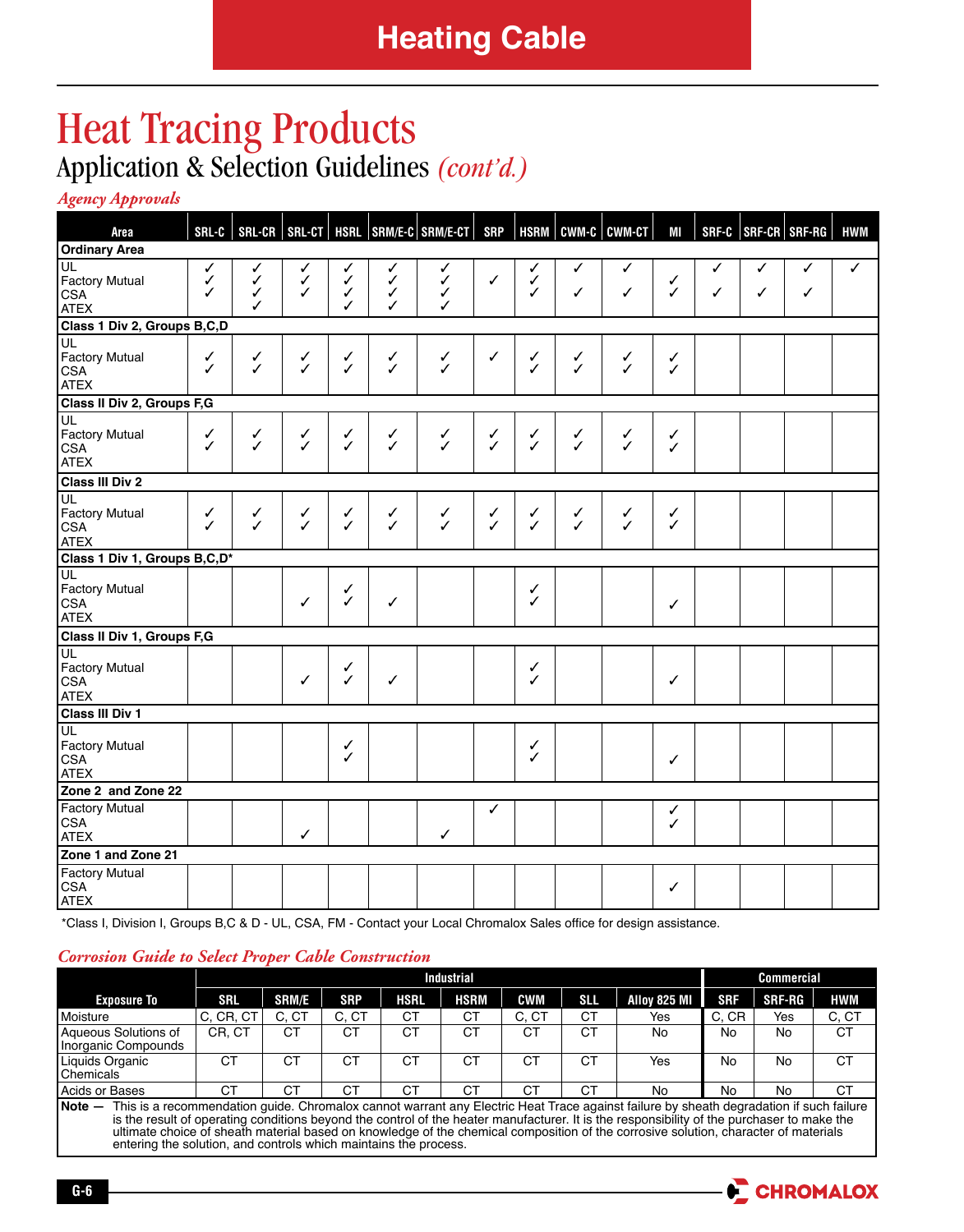# Heat Tracing Products

## Application & Selection Guidelines *(cont'd.)*

### *Agency Approvals*

| Area | SRL-C | SRL-CR | SRL-CT | HSRL | SRM/E-C | SRM/E-CT | SRP | HSRM | CWM-C | CWM-CT | MI | SRF-C | SRF-CR | SRF-RG | HWM |
|---|---|---|---|---|---|---|---|---|---|---|---|---|---|---|---|
| **Ordinary Area** | | | | | | | | | | | | | | | |
| UL | ✓ | ✓ | ✓ | ✓ | ✓ | ✓ | | ✓ | ✓ | ✓ | | ✓ | ✓ | ✓ | ✓ |
| Factory Mutual | ✓ | ✓ | ✓ | ✓ | ✓ | ✓ | ✓ | ✓ | | | ✓ | | | | |
| CSA | ✓ | ✓ | ✓ | ✓ | ✓ | ✓ | | ✓ | ✓ | ✓ | ✓ | ✓ | ✓ | ✓ | |
| ATEX | | ✓ | | ✓ | ✓ | ✓ | | | | | | | | | |
| **Class 1 Div 2, Groups B,C,D** | | | | | | | | | | | | | | | |
| UL | | | | | | | | | | | | | | | |
| Factory Mutual | ✓ | ✓ | ✓ | ✓ | ✓ | ✓ | ✓ | ✓ | ✓ | ✓ | ✓ | | | | |
| CSA | ✓ | ✓ | ✓ | ✓ | ✓ | ✓ | | ✓ | ✓ | ✓ | ✓ | | | | |
| ATEX | | | | | | | | | | | | | | | |
| **Class II Div 2, Groups F,G** | | | | | | | | | | | | | | | |
| UL | | | | | | | | | | | | | | | |
| Factory Mutual | ✓ | ✓ | ✓ | ✓ | ✓ | ✓ | ✓ | ✓ | ✓ | ✓ | ✓ | | | | |
| CSA | ✓ | ✓ | ✓ | ✓ | ✓ | ✓ | ✓ | ✓ | ✓ | ✓ | ✓ | | | | |
| ATEX | | | | | | | | | | | | | | | |
| **Class III Div 2** | | | | | | | | | | | | | | | |
| UL | | | | | | | | | | | | | | | |
| Factory Mutual | ✓ | ✓ | ✓ | ✓ | ✓ | ✓ | ✓ | ✓ | ✓ | ✓ | ✓ | | | | |
| CSA | ✓ | ✓ | ✓ | ✓ | ✓ | ✓ | ✓ | ✓ | ✓ | ✓ | ✓ | | | | |
| ATEX | | | | | | | | | | | | | | | |
| **Class 1 Div 1, Groups B,C,D*** | | | | | | | | | | | | | | | |
| UL | | | | | | | | | | | | | | | |
| Factory Mutual | | | | ✓ | | | | ✓ | | | | | | | |
| CSA | | | ✓ | ✓ | ✓ | | | ✓ | | | ✓ | | | | |
| ATEX | | | | | | | | | | | | | | | |
| **Class II Div 1, Groups F,G** | | | | | | | | | | | | | | | |
| UL | | | | | | | | | | | | | | | |
| Factory Mutual | | | | ✓ | | | | ✓ | | | | | | | |
| CSA | | | ✓ | ✓ | ✓ | | | ✓ | | | ✓ | | | | |
| ATEX | | | | | | | | | | | | | | | |
| **Class III Div 1** | | | | | | | | | | | | | | | |
| UL | | | | | | | | | | | | | | | |
| Factory Mutual | | | | ✓ | | | | ✓ | | | | | | | |
| CSA | | | | ✓ | | | | ✓ | | | ✓ | | | | |
| ATEX | | | | | | | | | | | | | | | |
| **Zone 2 and Zone 22** | | | | | | | | | | | | | | | |
| Factory Mutual | | | | | | | ✓ | | | | ✓ | | | | |
| CSA | | | | | | | | | | | ✓ | | | | |
| ATEX | | | ✓ | | | ✓ | | | | | | | | | |
| **Zone 1 and Zone 21** | | | | | | | | | | | | | | | |
| Factory Mutual | | | | | | | | | | | | | | | |
| CSA | | | | | | | | | | | ✓ | | | | |
| ATEX | | | | | | | | | | | | | | | |

*Class I, Division I, Groups B,C & D - UL, CSA, FM - Contact your Local Chromalox Sales office for design assistance.

### *Corrosion Guide to Select Proper Cable Construction*

| | Industrial | | | | | | | | Commercial | | |
|---|---|---|---|---|---|---|---|---|---|---|---|
| **Exposure To** | **SRL** | **SRM/E** | **SRP** | **HSRL** | **HSRM** | **CWM** | **SLL** | **Alloy 825 MI** | **SRF** | **SRF-RG** | **HWM** |
| Moisture | C, CR, CT | C, CT | C, CT | CT | CT | C, CT | CT | Yes | C, CR | Yes | C, CT |
| Aqueous Solutions of Inorganic Compounds | CR, CT | CT | CT | CT | CT | CT | CT | No | No | No | CT |
| Liquids Organic Chemicals | CT | CT | CT | CT | CT | CT | CT | Yes | No | No | CT |
| Acids or Bases | CT | CT | CT | CT | CT | CT | CT | No | No | No | CT |

**Note —** This is a recommendation guide. Chromalox cannot warrant any Electric Heat Trace against failure by sheath degradation if such failure is the result of operating conditions beyond the control of the heater manufacturer. It is the responsibility of the purchaser to make the ultimate choice of sheath material based on knowledge of the chemical composition of the corrosive solution, character of materials entering the solution, and controls which maintains the process.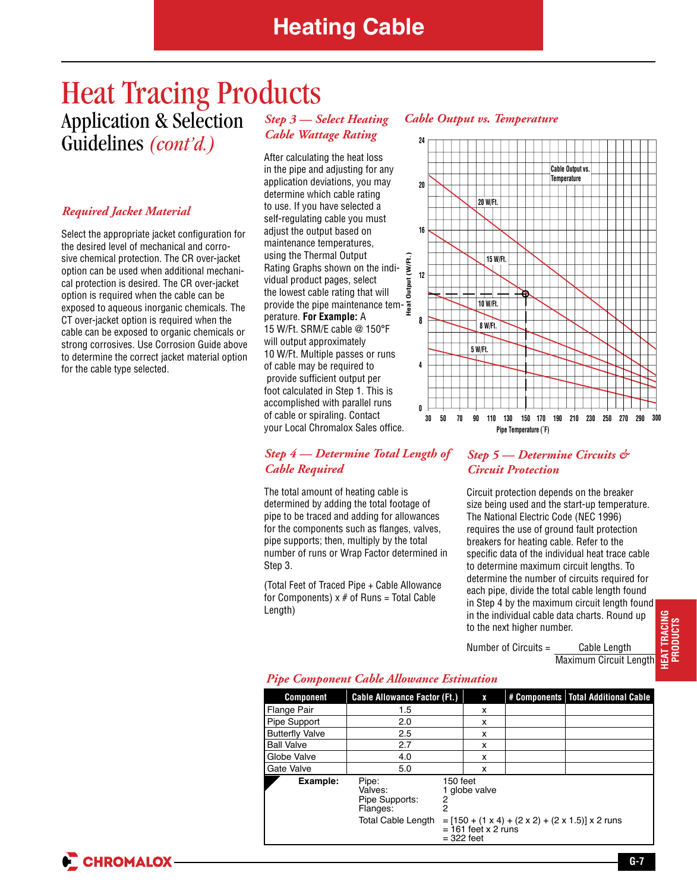# Heat Tracing Products

## Application & Selection Guidelines *(cont'd.)*

### *Required Jacket Material*

Select the appropriate jacket configuration for the desired level of mechanical and corrosive chemical protection. The CR over-jacket option can be used when additional mechanical protection is desired. The CR over-jacket option is required when the cable can be exposed to aqueous inorganic chemicals. The CT over-jacket option is required when the cable can be exposed to organic chemicals or strong corrosives. Use Corrosion Guide above to determine the correct jacket material option for the cable type selected.

### *Step 3 — Select Heating Cable Wattage Rating*

After calculating the heat loss in the pipe and adjusting for any application deviations, you may determine which cable rating to use. If you have selected a self-regulating cable you must adjust the output based on maintenance temperatures, using the Thermal Output Rating Graphs shown on the individual product pages, select the lowest cable rating that will provide the pipe maintenance temperature. **For Example:** A 15 W/Ft. SRM/E cable @ 150°F will output approximately 10 W/Ft. Multiple passes or runs of cable may be required to provide sufficient output per foot calculated in Step 1. This is accomplished with parallel runs of cable or spiraling. Contact your Local Chromalox Sales office.

### *Cable Output vs. Temperature*

Cable Output vs. Temperature

Heat Output (W/Ft.): 0, 4, 8, 12, 16, 20, 24

Pipe Temperature (°F): 30, 50, 70, 90, 110, 130, 150, 170, 190, 210, 230, 250, 270, 290, 300

Curves: 20 W/Ft., 15 W/Ft., 10 W/Ft., 8 W/Ft., 5 W/Ft.

### *Step 4 — Determine Total Length of Cable Required*

The total amount of heating cable is determined by adding the total footage of pipe to be traced and adding for allowances for the components such as flanges, valves, pipe supports; then, multiply by the total number of runs or Wrap Factor determined in Step 3.

(Total Feet of Traced Pipe + Cable Allowance for Components) x # of Runs = Total Cable Length)

### *Step 5 — Determine Circuits & Circuit Protection*

Circuit protection depends on the breaker size being used and the start-up temperature. The National Electric Code (NEC 1996) requires the use of ground fault protection breakers for heating cable. Refer to the specific data of the individual heat trace cable to determine maximum circuit lengths. To determine the number of circuits required for each pipe, divide the total cable length found in Step 4 by the maximum circuit length found in the individual cable data charts. Round up to the next higher number.

$$\text{Number of Circuits} = \frac{\text{Cable Length}}{\text{Maximum Circuit Length}}$$

### *Pipe Component Cable Allowance Estimation*

| Component | Cable Allowance Factor (Ft.) | x | # Components | Total Additional Cable |
|---|---|---|---|---|
| Flange Pair | 1.5 | x | | |
| Pipe Support | 2.0 | x | | |
| Butterfly Valve | 2.5 | x | | |
| Ball Valve | 2.7 | x | | |
| Globe Valve | 4.0 | x | | |
| Gate Valve | 5.0 | x | | |

**Example:**

Pipe: 150 feet
Valves: 1 globe valve
Pipe Supports: 2
Flanges: 2
Total Cable Length = [150 + (1 x 4) + (2 x 2) + (2 x 1.5)] x 2 runs
= 161 feet x 2 runs
= 322 feet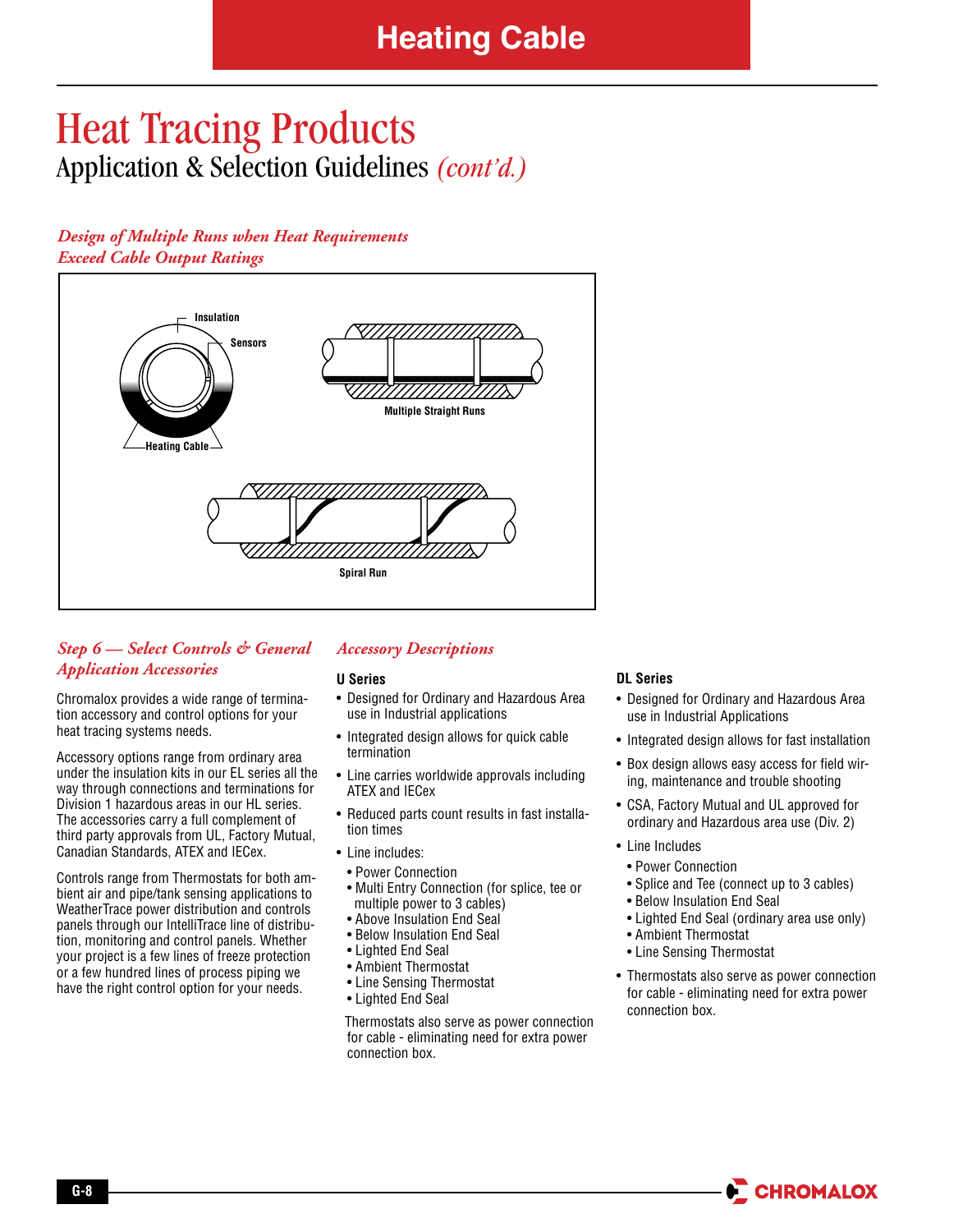# Heat Tracing Products

## Application & Selection Guidelines *(cont'd.)*

### *Design of Multiple Runs when Heat Requirements Exceed Cable Output Ratings*

Insulation

Sensors

Heating Cable

Multiple Straight Runs

Spiral Run

### *Step 6 — Select Controls & General Application Accessories*

Chromalox provides a wide range of termination accessory and control options for your heat tracing systems needs.

Accessory options range from ordinary area under the insulation kits in our EL series all the way through connections and terminations for Division 1 hazardous areas in our HL series. The accessories carry a full complement of third party approvals from UL, Factory Mutual, Canadian Standards, ATEX and IECex.

Controls range from Thermostats for both ambient air and pipe/tank sensing applications to WeatherTrace power distribution and controls panels through our IntelliTrace line of distribution, monitoring and control panels. Whether your project is a few lines of freeze protection or a few hundred lines of process piping we have the right control option for your needs.

### *Accessory Descriptions*

**U Series**

- Designed for Ordinary and Hazardous Area use in Industrial applications
- Integrated design allows for quick cable termination
- Line carries worldwide approvals including ATEX and IECex
- Reduced parts count results in fast installation times
- Line includes:
  - Power Connection
  - Multi Entry Connection (for splice, tee or multiple power to 3 cables)
  - Above Insulation End Seal
  - Below Insulation End Seal
  - Lighted End Seal
  - Ambient Thermostat
  - Line Sensing Thermostat
  - Lighted End Seal

  Thermostats also serve as power connection for cable - eliminating need for extra power connection box.

**DL Series**

- Designed for Ordinary and Hazardous Area use in Industrial Applications
- Integrated design allows for fast installation
- Box design allows easy access for field wiring, maintenance and trouble shooting
- CSA, Factory Mutual and UL approved for ordinary and Hazardous area use (Div. 2)
- Line Includes
  - Power Connection
  - Splice and Tee (connect up to 3 cables)
  - Below Insulation End Seal
  - Lighted End Seal (ordinary area use only)
  - Ambient Thermostat
  - Line Sensing Thermostat
- Thermostats also serve as power connection for cable - eliminating need for extra power connection box.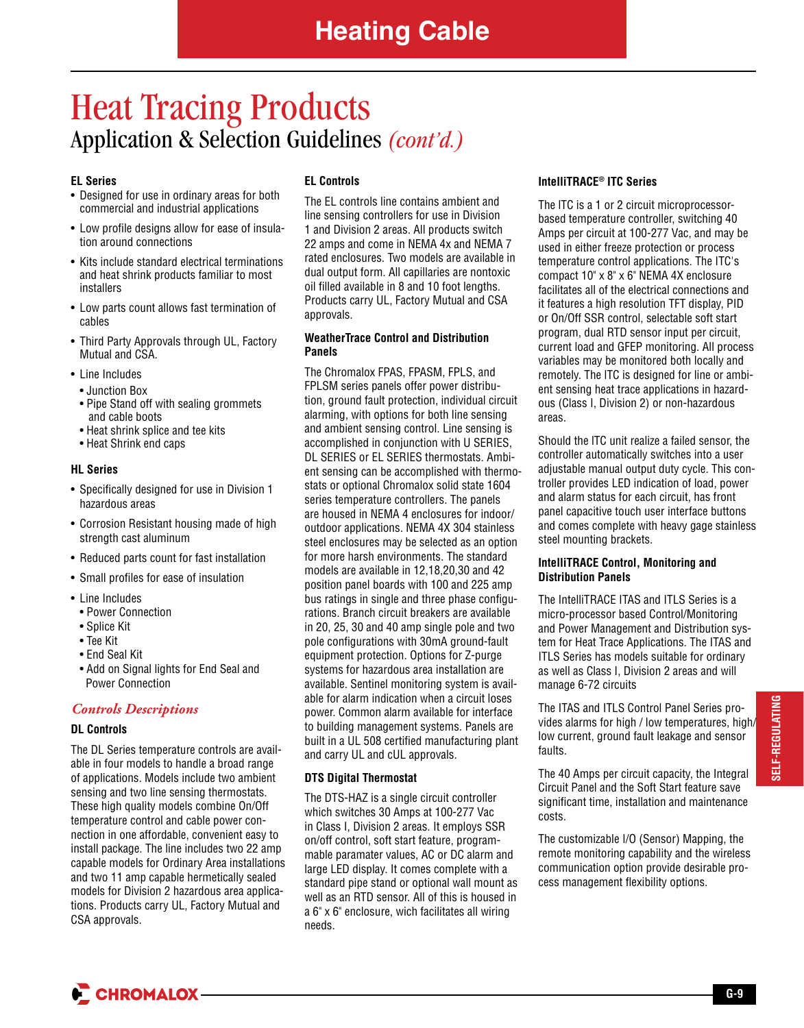# Heat Tracing Products

## Application & Selection Guidelines *(cont'd.)*

### EL Series

- Designed for use in ordinary areas for both commercial and industrial applications
- Low profile designs allow for ease of insulation around connections
- Kits include standard electrical terminations and heat shrink products familiar to most installers
- Low parts count allows fast termination of cables
- Third Party Approvals through UL, Factory Mutual and CSA.
- Line Includes
  - Junction Box
  - Pipe Stand off with sealing grommets and cable boots
  - Heat shrink splice and tee kits
  - Heat Shrink end caps

### HL Series

- Specifically designed for use in Division 1 hazardous areas
- Corrosion Resistant housing made of high strength cast aluminum
- Reduced parts count for fast installation
- Small profiles for ease of insulation
- Line Includes
  - Power Connection
  - Splice Kit
  - Tee Kit
  - End Seal Kit
  - Add on Signal lights for End Seal and Power Connection

## *Controls Descriptions*

### DL Controls

The DL Series temperature controls are available in four models to handle a broad range of applications. Models include two ambient sensing and two line sensing thermostats. These high quality models combine On/Off temperature control and cable power connection in one affordable, convenient easy to install package. The line includes two 22 amp capable models for Ordinary Area installations and two 11 amp capable hermetically sealed models for Division 2 hazardous area applications. Products carry UL, Factory Mutual and CSA approvals.

### EL Controls

The EL controls line contains ambient and line sensing controllers for use in Division 1 and Division 2 areas. All products switch 22 amps and come in NEMA 4x and NEMA 7 rated enclosures. Two models are available in dual output form. All capillaries are nontoxic oil filled available in 8 and 10 foot lengths. Products carry UL, Factory Mutual and CSA approvals.

### WeatherTrace Control and Distribution Panels

The Chromalox FPAS, FPASM, FPLS, and FPLSM series panels offer power distribution, ground fault protection, individual circuit alarming, with options for both line sensing and ambient sensing control. Line sensing is accomplished in conjunction with U SERIES, DL SERIES or EL SERIES thermostats. Ambient sensing can be accomplished with thermostats or optional Chromalox solid state 1604 series temperature controllers. The panels are housed in NEMA 4 enclosures for indoor/outdoor applications. NEMA 4X 304 stainless steel enclosures may be selected as an option for more harsh environments. The standard models are available in 12,18,20,30 and 42 position panel boards with 100 and 225 amp bus ratings in single and three phase configurations. Branch circuit breakers are available in 20, 25, 30 and 40 amp single pole and two pole configurations with 30mA ground-fault equipment protection. Options for Z-purge systems for hazardous area installation are available. Sentinel monitoring system is available for alarm indication when a circuit loses power. Common alarm available for interface to building management systems. Panels are built in a UL 508 certified manufacturing plant and carry UL and cUL approvals.

### DTS Digital Thermostat

The DTS-HAZ is a single circuit controller which switches 30 Amps at 100-277 Vac in Class I, Division 2 areas. It employs SSR on/off control, soft start feature, programmable paramater values, AC or DC alarm and large LED display. It comes complete with a standard pipe stand or optional wall mount as well as an RTD sensor. All of this is housed in a 6" x 6" enclosure, wich facilitates all wiring needs.

### IntelliTRACE® ITC Series

The ITC is a 1 or 2 circuit microprocessor-based temperature controller, switching 40 Amps per circuit at 100-277 Vac, and may be used in either freeze protection or process temperature control applications. The ITC's compact 10" x 8" x 6" NEMA 4X enclosure facilitates all of the electrical connections and it features a high resolution TFT display, PID or On/Off SSR control, selectable soft start program, dual RTD sensor input per circuit, current load and GFEP monitoring. All process variables may be monitored both locally and remotely. The ITC is designed for line or ambient sensing heat trace applications in hazardous (Class I, Division 2) or non-hazardous areas.

Should the ITC unit realize a failed sensor, the controller automatically switches into a user adjustable manual output duty cycle. This controller provides LED indication of load, power and alarm status for each circuit, has front panel capacitive touch user interface buttons and comes complete with heavy gage stainless steel mounting brackets.

### IntelliTRACE Control, Monitoring and Distribution Panels

The IntelliTRACE ITAS and ITLS Series is a micro-processor based Control/Monitoring and Power Management and Distribution system for Heat Trace Applications. The ITAS and ITLS Series has models suitable for ordinary as well as Class I, Division 2 areas and will manage 6-72 circuits

The ITAS and ITLS Control Panel Series provides alarms for high / low temperatures, high/low current, ground fault leakage and sensor faults.

The 40 Amps per circuit capacity, the Integral Circuit Panel and the Soft Start feature save significant time, installation and maintenance costs.

The customizable I/O (Sensor) Mapping, the remote monitoring capability and the wireless communication option provide desirable process management flexibility options.